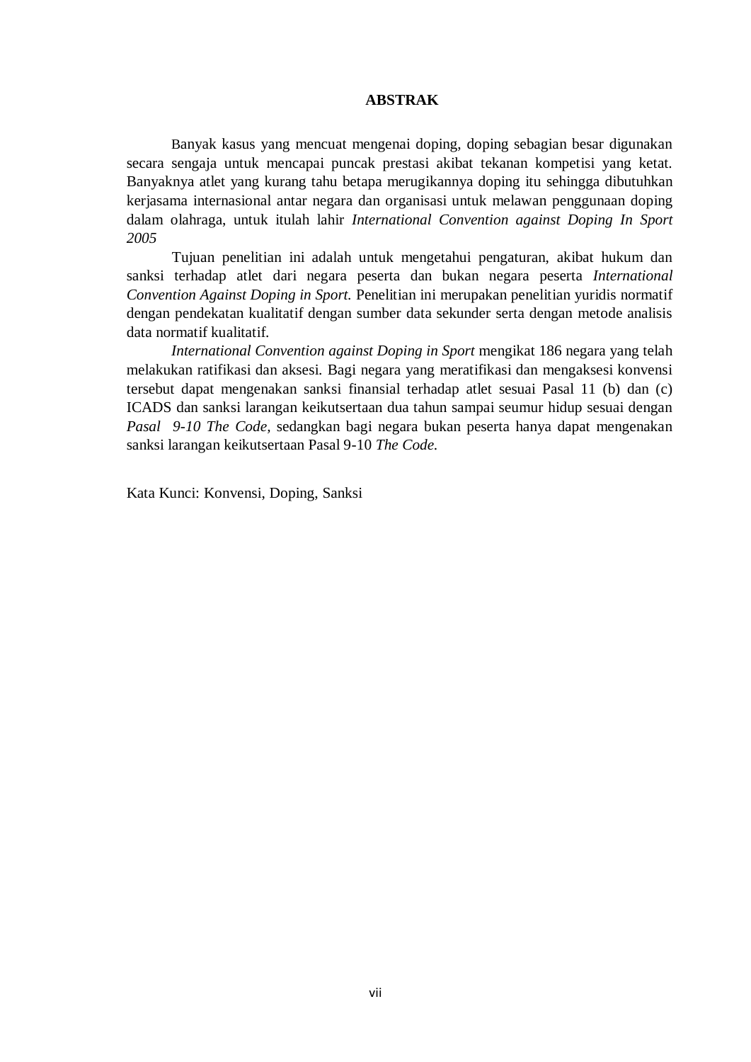# ABSTRAK

Banyak kasus yang mencuat mengenai doping, doping sebagian besar digunakan secara sengaja untuk mencapai puncak prestasi akibat tekanan kompetisi yang ketat. Banyaknya atlet yang kurang tahu betapa merugikannya doping itu sehingga dibutuhkan kerjasama internasional antar negara dan organisasi untuk melawan penggunaan doping dalam olahraga, untuk itulah lahir *International Convention against Doping In Sport 2005*

Tujuan penelitian ini adalah untuk mengetahui pengaturan, akibat hukum dan sanksi terhadap atlet dari negara peserta dan bukan negara peserta *International Convention Against Doping in Sport.* Penelitian ini merupakan penelitian yuridis normatif dengan pendekatan kualitatif dengan sumber data sekunder serta dengan metode analisis data normatif kualitatif.

*International Convention against Doping in Sport* mengikat 186 negara yang telah melakukan ratifikasi dan aksesi. Bagi negara yang meratifikasi dan mengaksesi konvensi tersebut dapat mengenakan sanksi finansial terhadap atlet sesuai Pasal 11 (b) dan (c) ICADS dan sanksi larangan keikutsertaan dua tahun sampai seumur hidup sesuai dengan *Pasal 9-10 The Code*, sedangkan bagi negara bukan peserta hanya dapat mengenakan sanksi larangan keikutsertaan Pasal 9-10 *The Code.*

Kata Kunci: Konvensi, Doping, Sanksi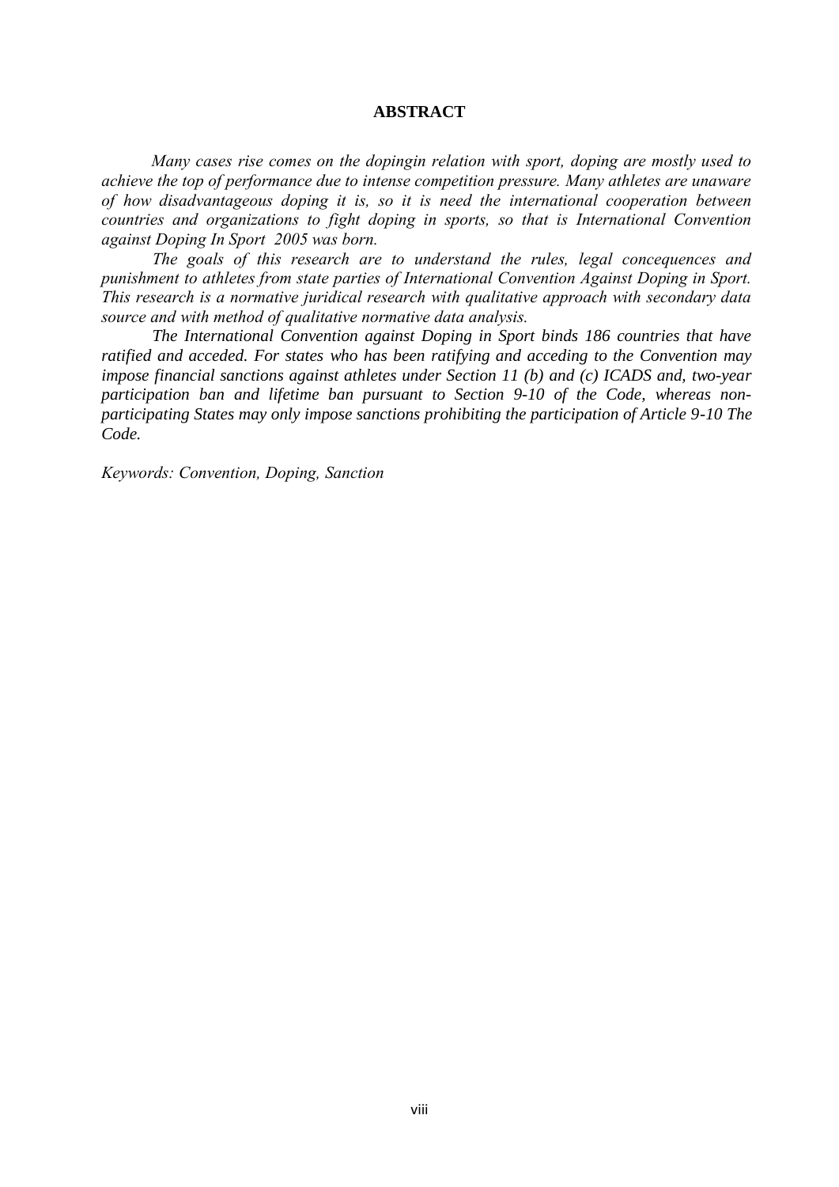**ABSTRACT**

*Many cases rise comes on the dopingin relation with sport, doping are mostly used to achieve the top of performance due to intense competition pressure. Many athletes are unaware of how disadvantageous doping it is, so it is need the international cooperation between countries and organizations to fight doping in sports, so that is International Convention against Doping In Sport 2005 was born.*

*The goals of this research are to understand the rules, legal concequences and punishment to athletes from state parties of International Convention Against Doping in Sport. This research is a normative juridical research with qualitative approach with secondary data source and with method of qualitative normative data analysis.*

*The International Convention against Doping in Sport binds 186 countries that have ratified and acceded. For states who has been ratifying and acceding to the Convention may impose financial sanctions against athletes under Section 11 (b) and (c) ICADS and, two-year participation ban and lifetime ban pursuant to Section 9-10 of the Code, whereas non-participating States may only impose sanctions prohibiting the participation of Article 9-10 The Code.*

*Keywords: Convention, Doping, Sanction*